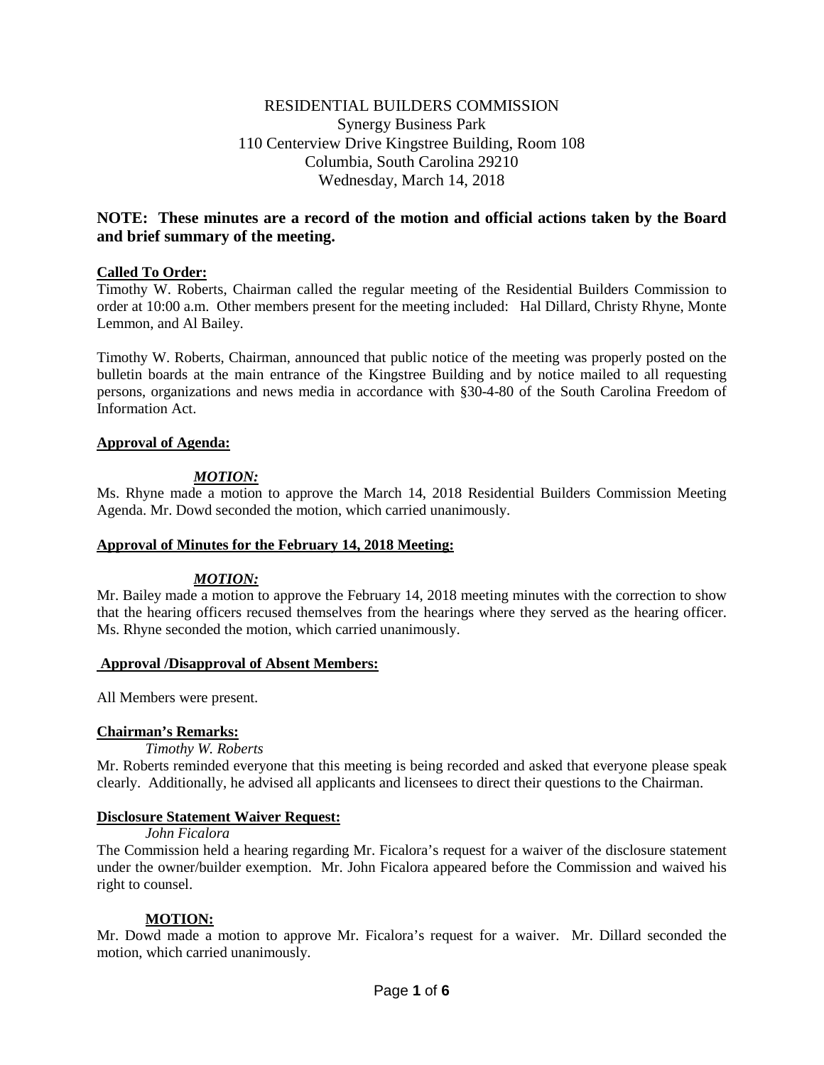RESIDENTIAL BUILDERS COMMISSION
Synergy Business Park
110 Centerview Drive Kingstree Building, Room 108
Columbia, South Carolina 29210
Wednesday, March 14, 2018

**NOTE: These minutes are a record of the motion and official actions taken by the Board and brief summary of the meeting.**

**Called To Order:**

Timothy W. Roberts, Chairman called the regular meeting of the Residential Builders Commission to order at 10:00 a.m. Other members present for the meeting included: Hal Dillard, Christy Rhyne, Monte Lemmon, and Al Bailey.

Timothy W. Roberts, Chairman, announced that public notice of the meeting was properly posted on the bulletin boards at the main entrance of the Kingstree Building and by notice mailed to all requesting persons, organizations and news media in accordance with §30-4-80 of the South Carolina Freedom of Information Act.

**Approval of Agenda:**

***MOTION:***

Ms. Rhyne made a motion to approve the March 14, 2018 Residential Builders Commission Meeting Agenda. Mr. Dowd seconded the motion, which carried unanimously.

**Approval of Minutes for the February 14, 2018 Meeting:**

***MOTION:***

Mr. Bailey made a motion to approve the February 14, 2018 meeting minutes with the correction to show that the hearing officers recused themselves from the hearings where they served as the hearing officer. Ms. Rhyne seconded the motion, which carried unanimously.

**Approval /Disapproval of Absent Members:**

All Members were present.

**Chairman's Remarks:**

*Timothy W. Roberts*

Mr. Roberts reminded everyone that this meeting is being recorded and asked that everyone please speak clearly. Additionally, he advised all applicants and licensees to direct their questions to the Chairman.

**Disclosure Statement Waiver Request:**

*John Ficalora*

The Commission held a hearing regarding Mr. Ficalora's request for a waiver of the disclosure statement under the owner/builder exemption. Mr. John Ficalora appeared before the Commission and waived his right to counsel.

**MOTION:**

Mr. Dowd made a motion to approve Mr. Ficalora's request for a waiver. Mr. Dillard seconded the motion, which carried unanimously.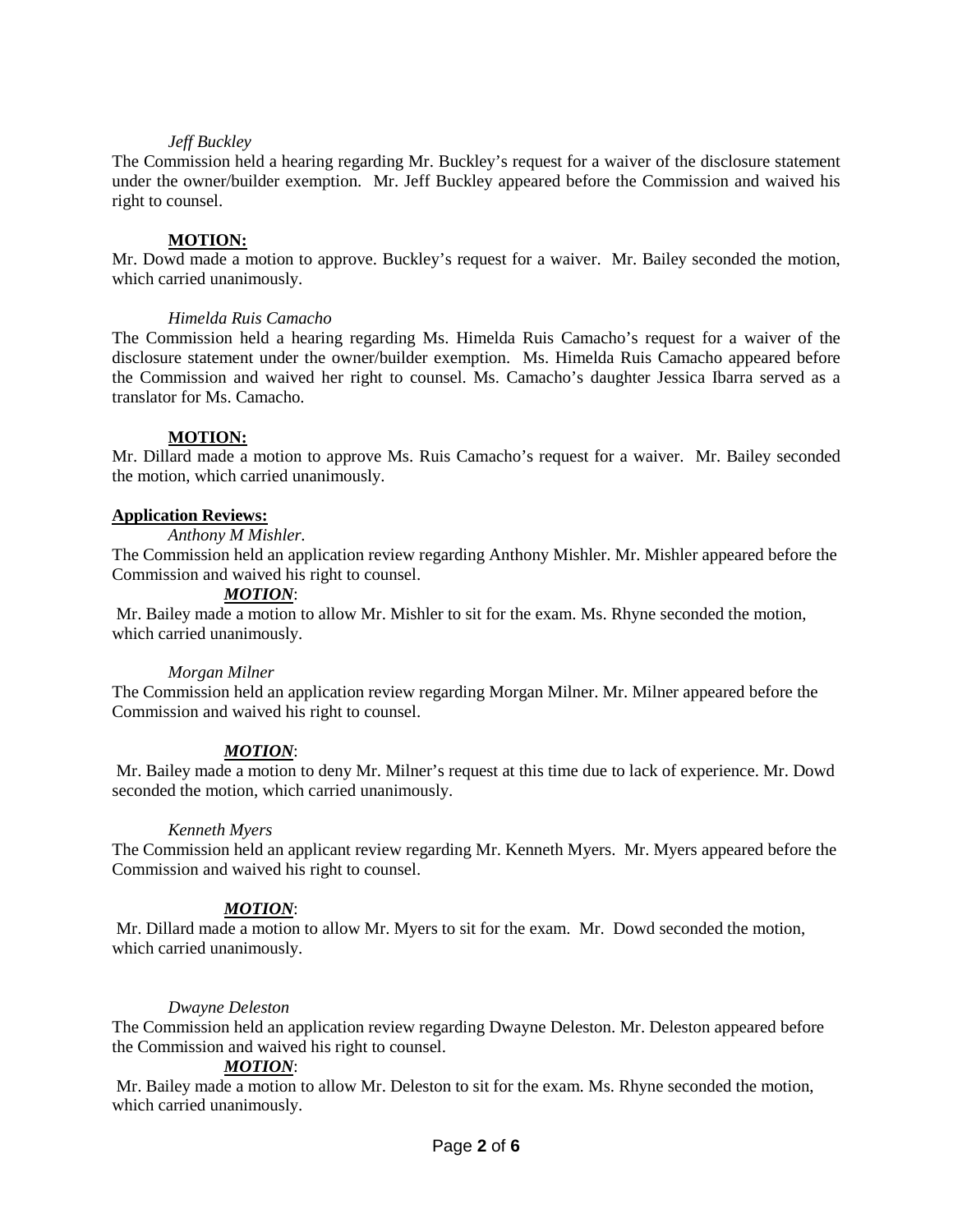*Jeff Buckley*

The Commission held a hearing regarding Mr. Buckley's request for a waiver of the disclosure statement under the owner/builder exemption. Mr. Jeff Buckley appeared before the Commission and waived his right to counsel.

**MOTION:**

Mr. Dowd made a motion to approve. Buckley's request for a waiver. Mr. Bailey seconded the motion, which carried unanimously.

*Himelda Ruis Camacho*

The Commission held a hearing regarding Ms. Himelda Ruis Camacho's request for a waiver of the disclosure statement under the owner/builder exemption. Ms. Himelda Ruis Camacho appeared before the Commission and waived her right to counsel. Ms. Camacho's daughter Jessica Ibarra served as a translator for Ms. Camacho.

**MOTION:**

Mr. Dillard made a motion to approve Ms. Ruis Camacho's request for a waiver. Mr. Bailey seconded the motion, which carried unanimously.

**Application Reviews:**

*Anthony M Mishler.*

The Commission held an application review regarding Anthony Mishler. Mr. Mishler appeared before the Commission and waived his right to counsel.

***MOTION***:

Mr. Bailey made a motion to allow Mr. Mishler to sit for the exam. Ms. Rhyne seconded the motion, which carried unanimously.

*Morgan Milner*

The Commission held an application review regarding Morgan Milner. Mr. Milner appeared before the Commission and waived his right to counsel.

***MOTION***:

Mr. Bailey made a motion to deny Mr. Milner's request at this time due to lack of experience. Mr. Dowd seconded the motion, which carried unanimously.

*Kenneth Myers*

The Commission held an applicant review regarding Mr. Kenneth Myers. Mr. Myers appeared before the Commission and waived his right to counsel.

***MOTION***:

Mr. Dillard made a motion to allow Mr. Myers to sit for the exam. Mr. Dowd seconded the motion, which carried unanimously.

*Dwayne Deleston*

The Commission held an application review regarding Dwayne Deleston. Mr. Deleston appeared before the Commission and waived his right to counsel.

***MOTION***:

Mr. Bailey made a motion to allow Mr. Deleston to sit for the exam. Ms. Rhyne seconded the motion, which carried unanimously.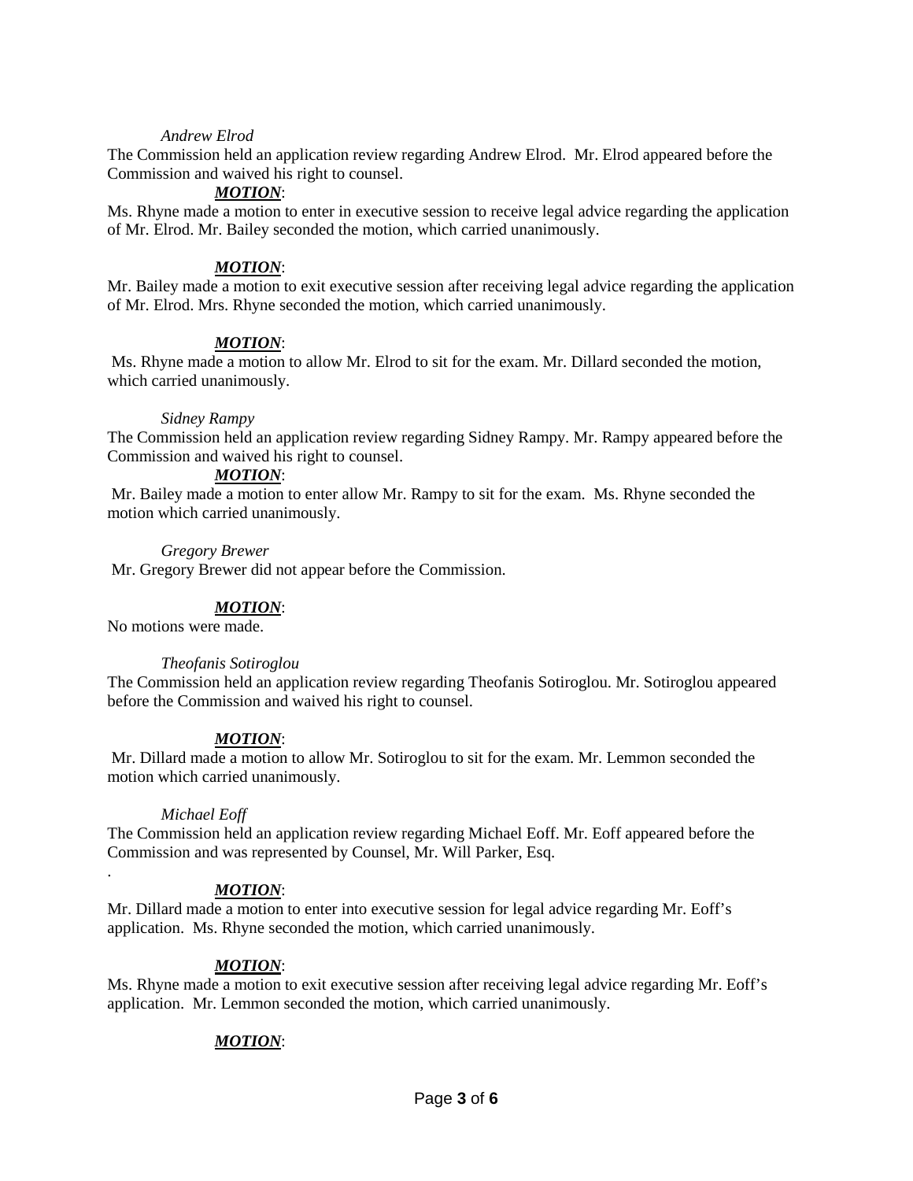*Andrew Elrod*

The Commission held an application review regarding Andrew Elrod. Mr. Elrod appeared before the Commission and waived his right to counsel.

***MOTION***:

Ms. Rhyne made a motion to enter in executive session to receive legal advice regarding the application of Mr. Elrod. Mr. Bailey seconded the motion, which carried unanimously.

***MOTION***:

Mr. Bailey made a motion to exit executive session after receiving legal advice regarding the application of Mr. Elrod. Mrs. Rhyne seconded the motion, which carried unanimously.

***MOTION***:

Ms. Rhyne made a motion to allow Mr. Elrod to sit for the exam. Mr. Dillard seconded the motion, which carried unanimously.

*Sidney Rampy*

The Commission held an application review regarding Sidney Rampy. Mr. Rampy appeared before the Commission and waived his right to counsel.

***MOTION***:

Mr. Bailey made a motion to enter allow Mr. Rampy to sit for the exam. Ms. Rhyne seconded the motion which carried unanimously.

*Gregory Brewer*

Mr. Gregory Brewer did not appear before the Commission.

***MOTION***:

No motions were made.

*Theofanis Sotiroglou*

The Commission held an application review regarding Theofanis Sotiroglou. Mr. Sotiroglou appeared before the Commission and waived his right to counsel.

***MOTION***:

Mr. Dillard made a motion to allow Mr. Sotiroglou to sit for the exam. Mr. Lemmon seconded the motion which carried unanimously.

*Michael Eoff*

The Commission held an application review regarding Michael Eoff. Mr. Eoff appeared before the Commission and was represented by Counsel, Mr. Will Parker, Esq.

.

***MOTION***:

Mr. Dillard made a motion to enter into executive session for legal advice regarding Mr. Eoff's application. Ms. Rhyne seconded the motion, which carried unanimously.

***MOTION***:

Ms. Rhyne made a motion to exit executive session after receiving legal advice regarding Mr. Eoff's application. Mr. Lemmon seconded the motion, which carried unanimously.

***MOTION***: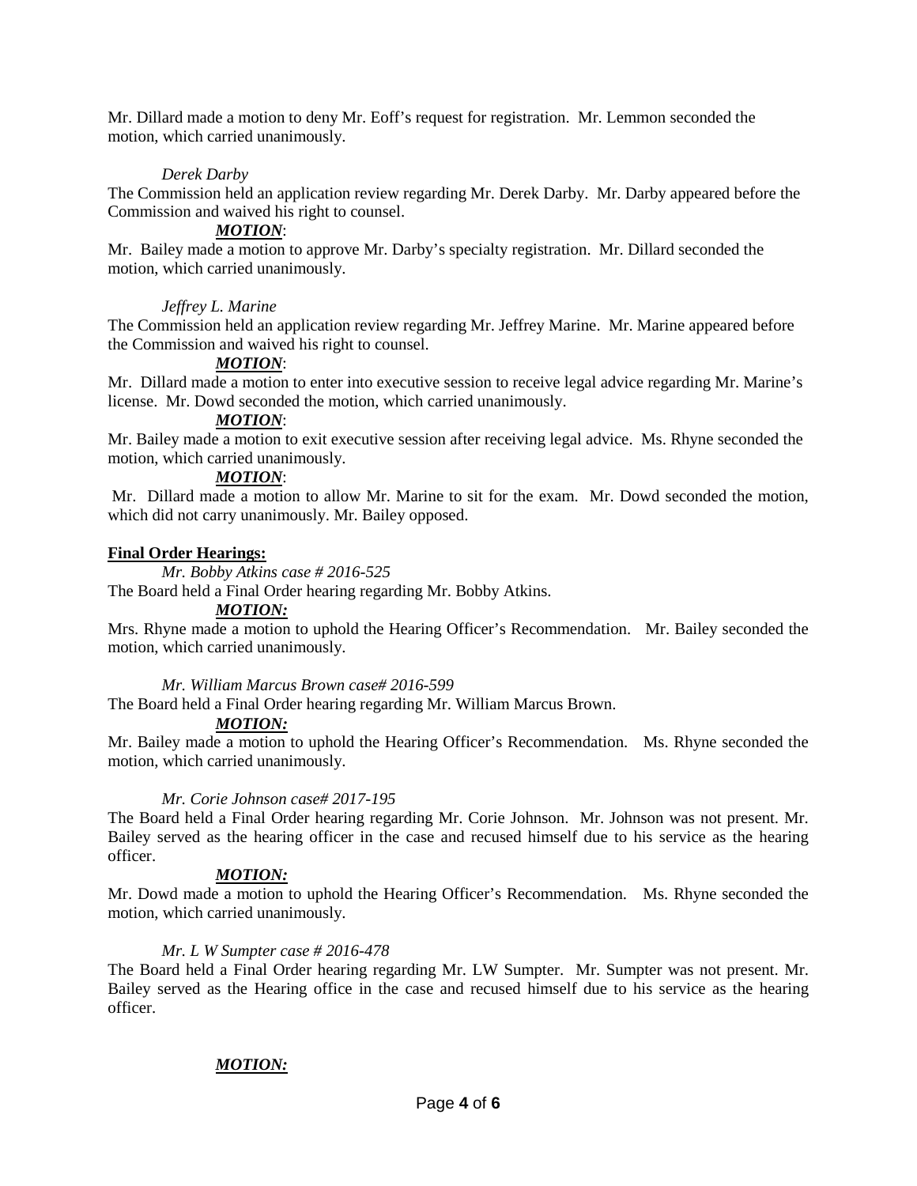Mr. Dillard made a motion to deny Mr. Eoff's request for registration. Mr. Lemmon seconded the motion, which carried unanimously.

*Derek Darby*

The Commission held an application review regarding Mr. Derek Darby. Mr. Darby appeared before the Commission and waived his right to counsel.

***MOTION***:

Mr. Bailey made a motion to approve Mr. Darby's specialty registration. Mr. Dillard seconded the motion, which carried unanimously.

*Jeffrey L. Marine*

The Commission held an application review regarding Mr. Jeffrey Marine. Mr. Marine appeared before the Commission and waived his right to counsel.

***MOTION***:

Mr. Dillard made a motion to enter into executive session to receive legal advice regarding Mr. Marine's license. Mr. Dowd seconded the motion, which carried unanimously.

***MOTION***:

Mr. Bailey made a motion to exit executive session after receiving legal advice. Ms. Rhyne seconded the motion, which carried unanimously.

***MOTION***:

Mr. Dillard made a motion to allow Mr. Marine to sit for the exam. Mr. Dowd seconded the motion, which did not carry unanimously. Mr. Bailey opposed.

**Final Order Hearings:**

*Mr. Bobby Atkins case # 2016-525*

The Board held a Final Order hearing regarding Mr. Bobby Atkins.

***MOTION:***

Mrs. Rhyne made a motion to uphold the Hearing Officer's Recommendation. Mr. Bailey seconded the motion, which carried unanimously.

*Mr. William Marcus Brown case# 2016-599*

The Board held a Final Order hearing regarding Mr. William Marcus Brown.

***MOTION:***

Mr. Bailey made a motion to uphold the Hearing Officer's Recommendation. Ms. Rhyne seconded the motion, which carried unanimously.

*Mr. Corie Johnson case# 2017-195*

The Board held a Final Order hearing regarding Mr. Corie Johnson. Mr. Johnson was not present. Mr. Bailey served as the hearing officer in the case and recused himself due to his service as the hearing officer.

***MOTION:***

Mr. Dowd made a motion to uphold the Hearing Officer's Recommendation. Ms. Rhyne seconded the motion, which carried unanimously.

*Mr. L W Sumpter case # 2016-478*

The Board held a Final Order hearing regarding Mr. LW Sumpter. Mr. Sumpter was not present. Mr. Bailey served as the Hearing office in the case and recused himself due to his service as the hearing officer.

***MOTION:***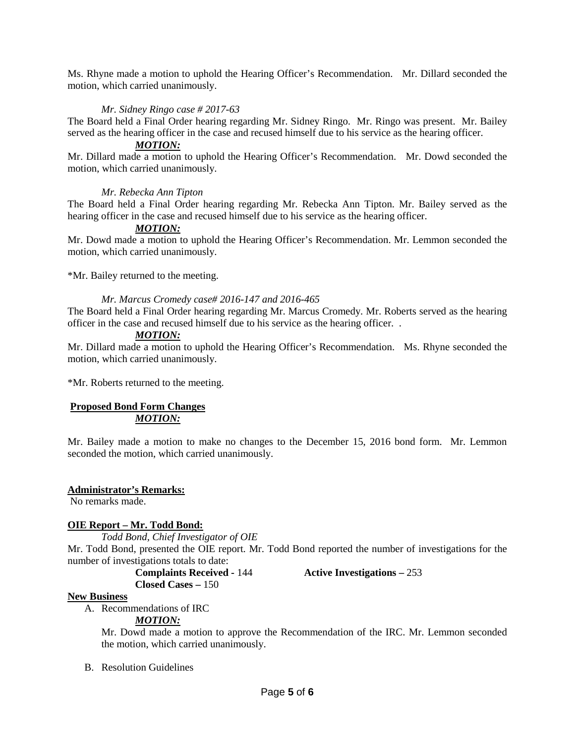Ms. Rhyne made a motion to uphold the Hearing Officer's Recommendation. Mr. Dillard seconded the motion, which carried unanimously.

*Mr. Sidney Ringo case # 2017-63*

The Board held a Final Order hearing regarding Mr. Sidney Ringo. Mr. Ringo was present. Mr. Bailey served as the hearing officer in the case and recused himself due to his service as the hearing officer.

***MOTION:***

Mr. Dillard made a motion to uphold the Hearing Officer's Recommendation. Mr. Dowd seconded the motion, which carried unanimously.

*Mr. Rebecka Ann Tipton*

The Board held a Final Order hearing regarding Mr. Rebecka Ann Tipton. Mr. Bailey served as the hearing officer in the case and recused himself due to his service as the hearing officer.

***MOTION:***

Mr. Dowd made a motion to uphold the Hearing Officer's Recommendation. Mr. Lemmon seconded the motion, which carried unanimously.

*Mr. Bailey returned to the meeting.

*Mr. Marcus Cromedy case# 2016-147 and 2016-465*

The Board held a Final Order hearing regarding Mr. Marcus Cromedy. Mr. Roberts served as the hearing officer in the case and recused himself due to his service as the hearing officer. .

***MOTION:***

Mr. Dillard made a motion to uphold the Hearing Officer's Recommendation. Ms. Rhyne seconded the motion, which carried unanimously.

*Mr. Roberts returned to the meeting.

**Proposed Bond Form Changes**

***MOTION:***

Mr. Bailey made a motion to make no changes to the December 15, 2016 bond form. Mr. Lemmon seconded the motion, which carried unanimously.

**Administrator's Remarks:**

No remarks made.

**OIE Report – Mr. Todd Bond:**

*Todd Bond, Chief Investigator of OIE*

Mr. Todd Bond, presented the OIE report. Mr. Todd Bond reported the number of investigations for the number of investigations totals to date:

**Complaints Received -** 144 **Active Investigations –** 253

**Closed Cases –** 150

**New Business**

A. Recommendations of IRC

   ***MOTION:***

   Mr. Dowd made a motion to approve the Recommendation of the IRC. Mr. Lemmon seconded the motion, which carried unanimously.

B. Resolution Guidelines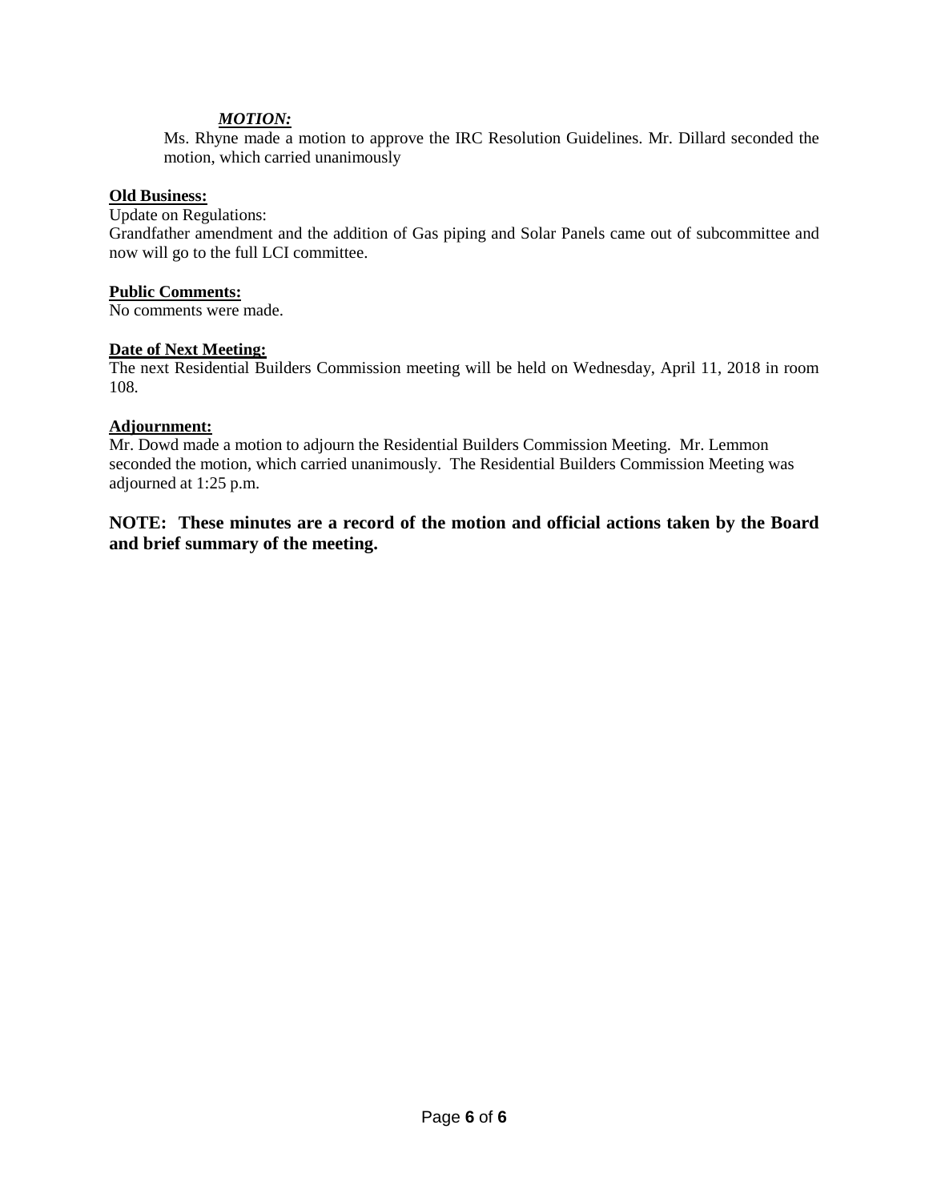***MOTION:***

Ms. Rhyne made a motion to approve the IRC Resolution Guidelines. Mr. Dillard seconded the motion, which carried unanimously

**Old Business:**

Update on Regulations:

Grandfather amendment and the addition of Gas piping and Solar Panels came out of subcommittee and now will go to the full LCI committee.

**Public Comments:**

No comments were made.

**Date of Next Meeting:**

The next Residential Builders Commission meeting will be held on Wednesday, April 11, 2018 in room 108.

**Adjournment:**

Mr. Dowd made a motion to adjourn the Residential Builders Commission Meeting. Mr. Lemmon seconded the motion, which carried unanimously. The Residential Builders Commission Meeting was adjourned at 1:25 p.m.

**NOTE: These minutes are a record of the motion and official actions taken by the Board and brief summary of the meeting.**